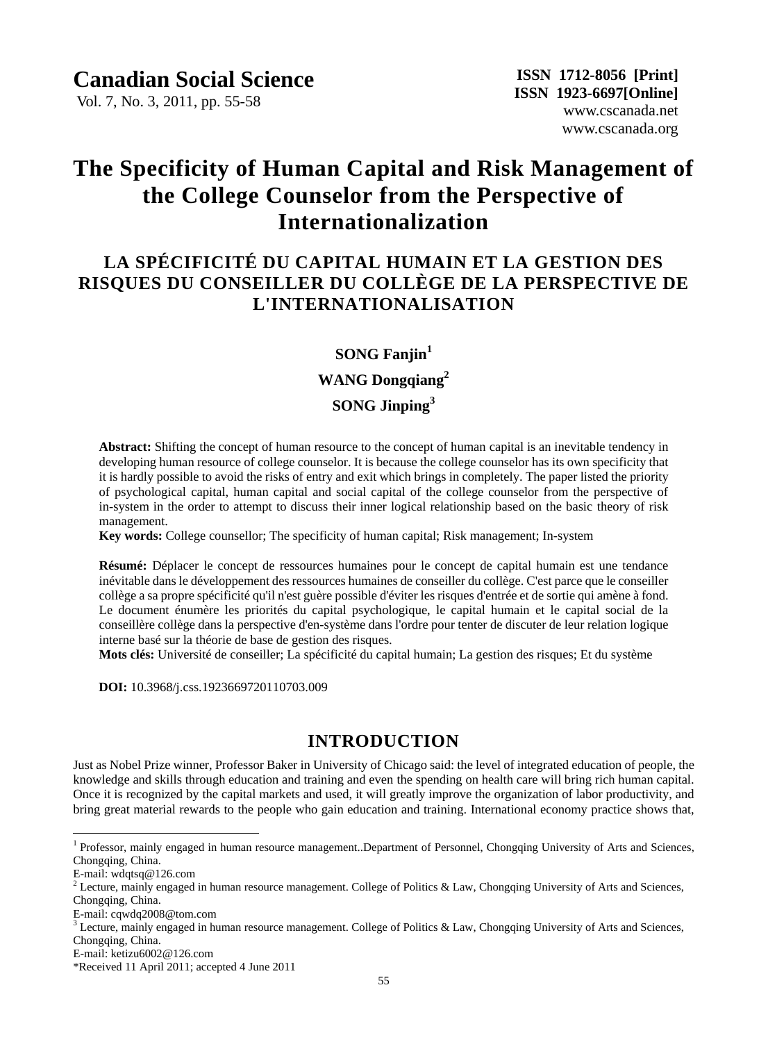# The Specificity of Human Capital and Risk Management of the College Counselor from the Perspective of Internationalization

## LA SPÉCIFICITÉ DU CAPITAL HUMAIN ET LA GESTION DES RISQUES DU CONSEILLER DU COLLÈGE DE LA PERSPECTIVE DE L'INTERNATIONALISATION

**SONG Fanjin**[1]

**WANG Dongqiang**[2]

**SONG Jinping**[3]

**Abstract:** Shifting the concept of human resource to the concept of human capital is an inevitable tendency in developing human resource of college counselor. It is because the college counselor has its own specificity that it is hardly possible to avoid the risks of entry and exit which brings in completely. The paper listed the priority of psychological capital, human capital and social capital of the college counselor from the perspective of in-system in the order to attempt to discuss their inner logical relationship based on the basic theory of risk management.

**Key words:** College counsellor; The specificity of human capital; Risk management; In-system

**Résumé:** Déplacer le concept de ressources humaines pour le concept de capital humain est une tendance inévitable dans le développement des ressources humaines de conseiller du collège. C'est parce que le conseiller collège a sa propre spécificité qu'il n'est guère possible d'éviter les risques d'entrée et de sortie qui amène à fond. Le document énumère les priorités du capital psychologique, le capital humain et le capital social de la conseillère collège dans la perspective d'en-système dans l'ordre pour tenter de discuter de leur relation logique interne basé sur la théorie de base de gestion des risques.

**Mots clés:** Université de conseiller; La spécificité du capital humain; La gestion des risques; Et du système

**DOI:** 10.3968/j.css.1923669720110703.009

## INTRODUCTION

Just as Nobel Prize winner, Professor Baker in University of Chicago said: the level of integrated education of people, the knowledge and skills through education and training and even the spending on health care will bring rich human capital. Once it is recognized by the capital markets and used, it will greatly improve the organization of labor productivity, and bring great material rewards to the people who gain education and training. International economy practice shows that,

---

[1] Professor, mainly engaged in human resource management..Department of Personnel, Chongqing University of Arts and Sciences, Chongqing, China.
E-mail: wdqtsq@126.com

[2] Lecture, mainly engaged in human resource management. College of Politics & Law, Chongqing University of Arts and Sciences, Chongqing, China.
E-mail: cqwdq2008@tom.com

[3] Lecture, mainly engaged in human resource management. College of Politics & Law, Chongqing University of Arts and Sciences, Chongqing, China.
E-mail: ketizu6002@126.com

*Received 11 April 2011; accepted 4 June 2011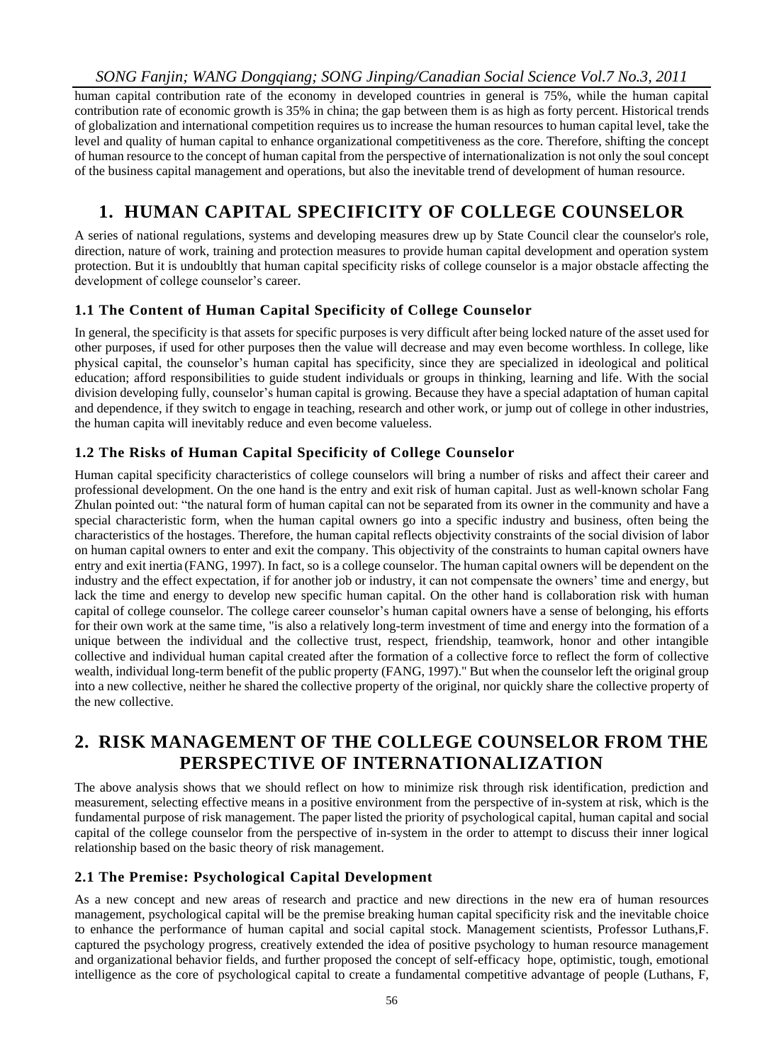human capital contribution rate of the economy in developed countries in general is 75%, while the human capital contribution rate of economic growth is 35% in china; the gap between them is as high as forty percent. Historical trends of globalization and international competition requires us to increase the human resources to human capital level, take the level and quality of human capital to enhance organizational competitiveness as the core. Therefore, shifting the concept of human resource to the concept of human capital from the perspective of internationalization is not only the soul concept of the business capital management and operations, but also the inevitable trend of development of human resource.

# 1. HUMAN CAPITAL SPECIFICITY OF COLLEGE COUNSELOR

A series of national regulations, systems and developing measures drew up by State Council clear the counselor's role, direction, nature of work, training and protection measures to provide human capital development and operation system protection. But it is undoubltly that human capital specificity risks of college counselor is a major obstacle affecting the development of college counselor's career.

## 1.1 The Content of Human Capital Specificity of College Counselor

In general, the specificity is that assets for specific purposes is very difficult after being locked nature of the asset used for other purposes, if used for other purposes then the value will decrease and may even become worthless. In college, like physical capital, the counselor's human capital has specificity, since they are specialized in ideological and political education; afford responsibilities to guide student individuals or groups in thinking, learning and life. With the social division developing fully, counselor's human capital is growing. Because they have a special adaptation of human capital and dependence, if they switch to engage in teaching, research and other work, or jump out of college in other industries, the human capita will inevitably reduce and even become valueless.

## 1.2 The Risks of Human Capital Specificity of College Counselor

Human capital specificity characteristics of college counselors will bring a number of risks and affect their career and professional development. On the one hand is the entry and exit risk of human capital. Just as well-known scholar Fang Zhulan pointed out: "the natural form of human capital can not be separated from its owner in the community and have a special characteristic form, when the human capital owners go into a specific industry and business, often being the characteristics of the hostages. Therefore, the human capital reflects objectivity constraints of the social division of labor on human capital owners to enter and exit the company. This objectivity of the constraints to human capital owners have entry and exit inertia (FANG, 1997). In fact, so is a college counselor. The human capital owners will be dependent on the industry and the effect expectation, if for another job or industry, it can not compensate the owners' time and energy, but lack the time and energy to develop new specific human capital. On the other hand is collaboration risk with human capital of college counselor. The college career counselor's human capital owners have a sense of belonging, his efforts for their own work at the same time, "is also a relatively long-term investment of time and energy into the formation of a unique between the individual and the collective trust, respect, friendship, teamwork, honor and other intangible collective and individual human capital created after the formation of a collective force to reflect the form of collective wealth, individual long-term benefit of the public property (FANG, 1997)." But when the counselor left the original group into a new collective, neither he shared the collective property of the original, nor quickly share the collective property of the new collective.

# 2. RISK MANAGEMENT OF THE COLLEGE COUNSELOR FROM THE PERSPECTIVE OF INTERNATIONALIZATION

The above analysis shows that we should reflect on how to minimize risk through risk identification, prediction and measurement, selecting effective means in a positive environment from the perspective of in-system at risk, which is the fundamental purpose of risk management. The paper listed the priority of psychological capital, human capital and social capital of the college counselor from the perspective of in-system in the order to attempt to discuss their inner logical relationship based on the basic theory of risk management.

## 2.1 The Premise: Psychological Capital Development

As a new concept and new areas of research and practice and new directions in the new era of human resources management, psychological capital will be the premise breaking human capital specificity risk and the inevitable choice to enhance the performance of human capital and social capital stock. Management scientists, Professor Luthans,F. captured the psychology progress, creatively extended the idea of positive psychology to human resource management and organizational behavior fields, and further proposed the concept of self-efficacy hope, optimistic, tough, emotional intelligence as the core of psychological capital to create a fundamental competitive advantage of people (Luthans, F,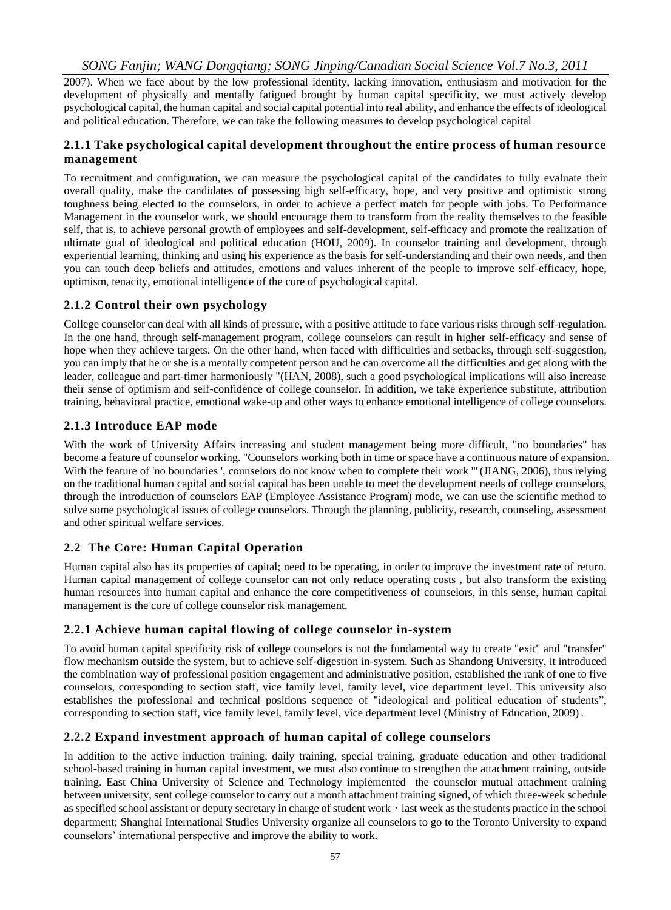2007). When we face about by the low professional identity, lacking innovation, enthusiasm and motivation for the development of physically and mentally fatigued brought by human capital specificity, we must actively develop psychological capital, the human capital and social capital potential into real ability, and enhance the effects of ideological and political education. Therefore, we can take the following measures to develop psychological capital

### 2.1.1 Take psychological capital development throughout the entire process of human resource management

To recruitment and configuration, we can measure the psychological capital of the candidates to fully evaluate their overall quality, make the candidates of possessing high self-efficacy, hope, and very positive and optimistic strong toughness being elected to the counselors, in order to achieve a perfect match for people with jobs. To Performance Management in the counselor work, we should encourage them to transform from the reality themselves to the feasible self, that is, to achieve personal growth of employees and self-development, self-efficacy and promote the realization of ultimate goal of ideological and political education (HOU, 2009). In counselor training and development, through experiential learning, thinking and using his experience as the basis for self-understanding and their own needs, and then you can touch deep beliefs and attitudes, emotions and values inherent of the people to improve self-efficacy, hope, optimism, tenacity, emotional intelligence of the core of psychological capital.

### 2.1.2 Control their own psychology

College counselor can deal with all kinds of pressure, with a positive attitude to face various risks through self-regulation. In the one hand, through self-management program, college counselors can result in higher self-efficacy and sense of hope when they achieve targets. On the other hand, when faced with difficulties and setbacks, through self-suggestion, you can imply that he or she is a mentally competent person and he can overcome all the difficulties and get along with the leader, colleague and part-timer harmoniously "(HAN, 2008), such a good psychological implications will also increase their sense of optimism and self-confidence of college counselor. In addition, we take experience substitute, attribution training, behavioral practice, emotional wake-up and other ways to enhance emotional intelligence of college counselors.

### 2.1.3 Introduce EAP mode

With the work of University Affairs increasing and student management being more difficult, "no boundaries" has become a feature of counselor working. "Counselors working both in time or space have a continuous nature of expansion. With the feature of 'no boundaries ', counselors do not know when to complete their work '" (JIANG, 2006), thus relying on the traditional human capital and social capital has been unable to meet the development needs of college counselors, through the introduction of counselors EAP (Employee Assistance Program) mode, we can use the scientific method to solve some psychological issues of college counselors. Through the planning, publicity, research, counseling, assessment and other spiritual welfare services.

## 2.2 The Core: Human Capital Operation

Human capital also has its properties of capital; need to be operating, in order to improve the investment rate of return. Human capital management of college counselor can not only reduce operating costs , but also transform the existing human resources into human capital and enhance the core competitiveness of counselors, in this sense, human capital management is the core of college counselor risk management.

### 2.2.1 Achieve human capital flowing of college counselor in-system

To avoid human capital specificity risk of college counselors is not the fundamental way to create "exit" and "transfer" flow mechanism outside the system, but to achieve self-digestion in-system. Such as Shandong University, it introduced the combination way of professional position engagement and administrative position, established the rank of one to five counselors, corresponding to section staff, vice family level, family level, vice department level. This university also establishes the professional and technical positions sequence of "ideological and political education of students", corresponding to section staff, vice family level, family level, vice department level (Ministry of Education, 2009).

### 2.2.2 Expand investment approach of human capital of college counselors

In addition to the active induction training, daily training, special training, graduate education and other traditional school-based training in human capital investment, we must also continue to strengthen the attachment training, outside training. East China University of Science and Technology implemented the counselor mutual attachment training between university, sent college counselor to carry out a month attachment training signed, of which three-week schedule as specified school assistant or deputy secretary in charge of student work，last week as the students practice in the school department; Shanghai International Studies University organize all counselors to go to the Toronto University to expand counselors' international perspective and improve the ability to work.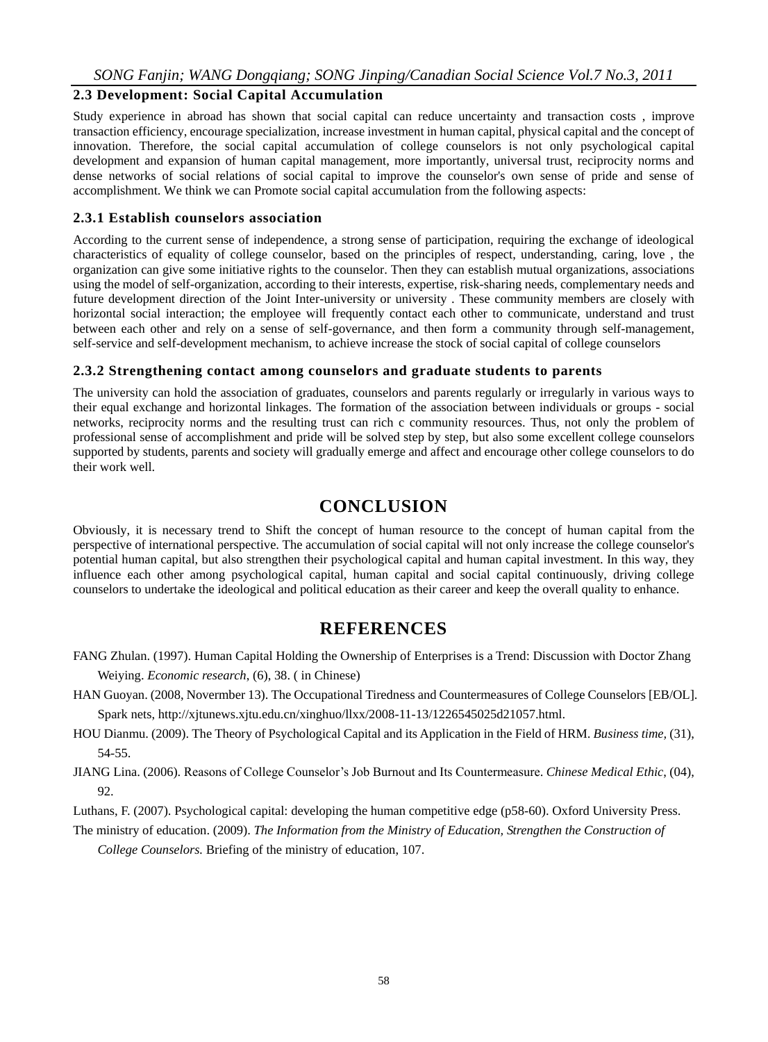### 2.3 Development: Social Capital Accumulation

Study experience in abroad has shown that social capital can reduce uncertainty and transaction costs , improve transaction efficiency, encourage specialization, increase investment in human capital, physical capital and the concept of innovation. Therefore, the social capital accumulation of college counselors is not only psychological capital development and expansion of human capital management, more importantly, universal trust, reciprocity norms and dense networks of social relations of social capital to improve the counselor's own sense of pride and sense of accomplishment. We think we can Promote social capital accumulation from the following aspects:

#### 2.3.1 Establish counselors association

According to the current sense of independence, a strong sense of participation, requiring the exchange of ideological characteristics of equality of college counselor, based on the principles of respect, understanding, caring, love , the organization can give some initiative rights to the counselor. Then they can establish mutual organizations, associations using the model of self-organization, according to their interests, expertise, risk-sharing needs, complementary needs and future development direction of the Joint Inter-university or university . These community members are closely with horizontal social interaction; the employee will frequently contact each other to communicate, understand and trust between each other and rely on a sense of self-governance, and then form a community through self-management, self-service and self-development mechanism, to achieve increase the stock of social capital of college counselors

#### 2.3.2 Strengthening contact among counselors and graduate students to parents

The university can hold the association of graduates, counselors and parents regularly or irregularly in various ways to their equal exchange and horizontal linkages. The formation of the association between individuals or groups - social networks, reciprocity norms and the resulting trust can rich c community resources. Thus, not only the problem of professional sense of accomplishment and pride will be solved step by step, but also some excellent college counselors supported by students, parents and society will gradually emerge and affect and encourage other college counselors to do their work well.

## CONCLUSION

Obviously, it is necessary trend to Shift the concept of human resource to the concept of human capital from the perspective of international perspective. The accumulation of social capital will not only increase the college counselor's potential human capital, but also strengthen their psychological capital and human capital investment. In this way, they influence each other among psychological capital, human capital and social capital continuously, driving college counselors to undertake the ideological and political education as their career and keep the overall quality to enhance.

## REFERENCES

FANG Zhulan. (1997). Human Capital Holding the Ownership of Enterprises is a Trend: Discussion with Doctor Zhang Weiying. *Economic research*, (6), 38. ( in Chinese)

HAN Guoyan. (2008, Novermber 13). The Occupational Tiredness and Countermeasures of College Counselors [EB/OL]. Spark nets, http://xjtunews.xjtu.edu.cn/xinghuo/llxx/2008-11-13/1226545025d21057.html.

HOU Dianmu. (2009). The Theory of Psychological Capital and its Application in the Field of HRM. *Business time*, (31), 54-55.

JIANG Lina. (2006). Reasons of College Counselor's Job Burnout and Its Countermeasure. *Chinese Medical Ethic*, (04), 92.

Luthans, F. (2007). Psychological capital: developing the human competitive edge (p58-60). Oxford University Press.

The ministry of education. (2009). *The Information from the Ministry of Education, Strengthen the Construction of College Counselors.* Briefing of the ministry of education, 107.